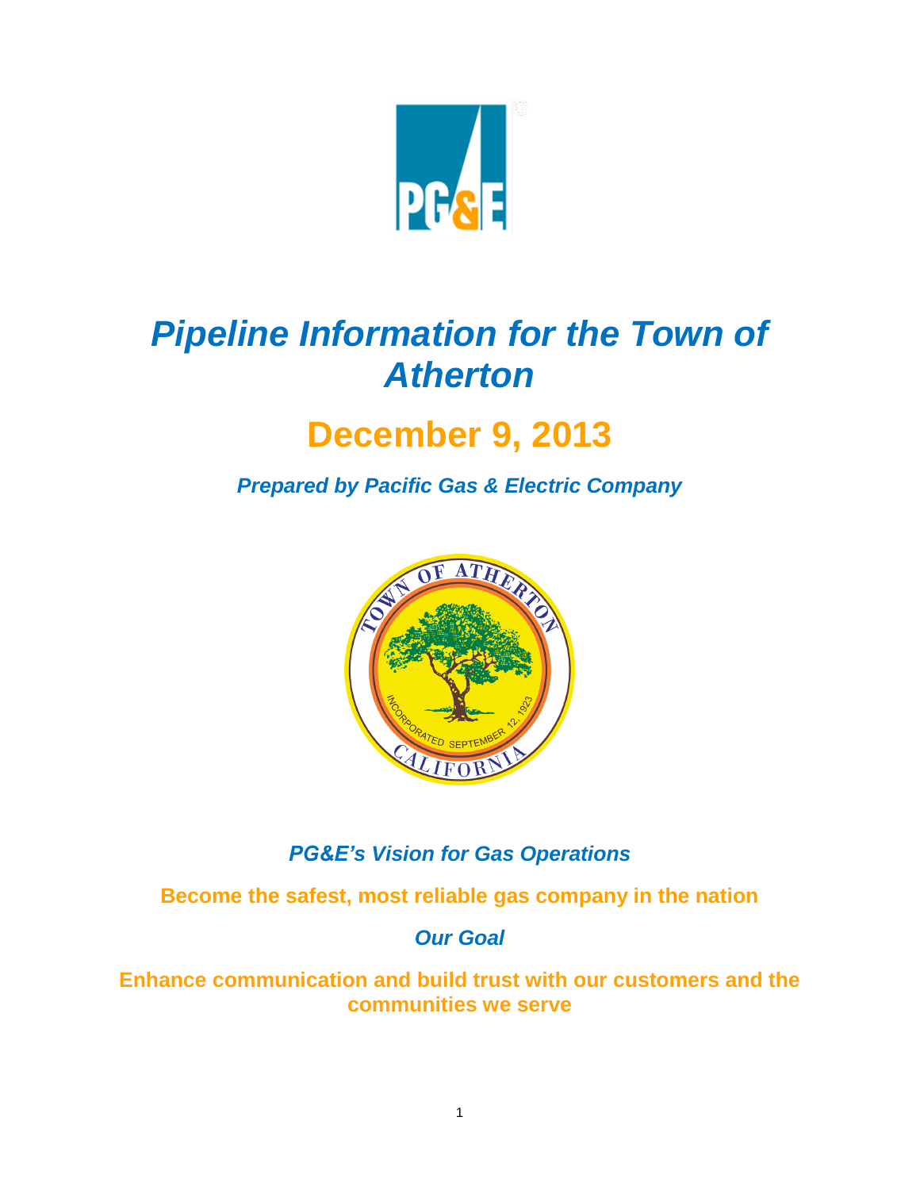# *Pipeline Information for the Town of Atherton*

## December 9, 2013

***Prepared by Pacific Gas & Electric Company***

***PG&E's Vision for Gas Operations***

**Become the safest, most reliable gas company in the nation**

***Our Goal***

**Enhance communication and build trust with our customers and the communities we serve**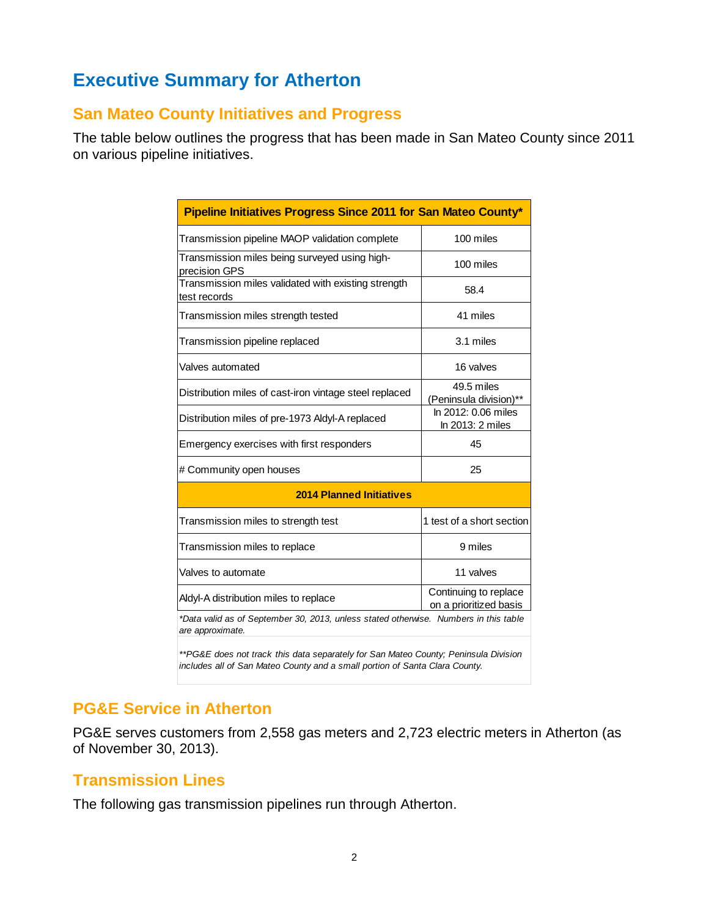# Executive Summary for Atherton

## San Mateo County Initiatives and Progress

The table below outlines the progress that has been made in San Mateo County since 2011 on various pipeline initiatives.

| **Pipeline Initiatives Progress Since 2011 for San Mateo County*** | |
|---|---|
| Transmission pipeline MAOP validation complete | 100 miles |
| Transmission miles being surveyed using high-precision GPS | 100 miles |
| Transmission miles validated with existing strength test records | 58.4 |
| Transmission miles strength tested | 41 miles |
| Transmission pipeline replaced | 3.1 miles |
| Valves automated | 16 valves |
| Distribution miles of cast-iron vintage steel replaced | 49.5 miles (Peninsula division)** |
| Distribution miles of pre-1973 Aldyl-A replaced | In 2012: 0.06 miles<br>In 2013: 2 miles |
| Emergency exercises with first responders | 45 |
| # Community open houses | 25 |
| **2014 Planned Initiatives** | |
| Transmission miles to strength test | 1 test of a short section |
| Transmission miles to replace | 9 miles |
| Valves to automate | 11 valves |
| Aldyl-A distribution miles to replace | Continuing to replace on a prioritized basis |

*\*Data valid as of September 30, 2013, unless stated otherwise. Numbers in this table are approximate.*

*\*\*PG&E does not track this data separately for San Mateo County; Peninsula Division includes all of San Mateo County and a small portion of Santa Clara County.*

## PG&E Service in Atherton

PG&E serves customers from 2,558 gas meters and 2,723 electric meters in Atherton (as of November 30, 2013).

## Transmission Lines

The following gas transmission pipelines run through Atherton.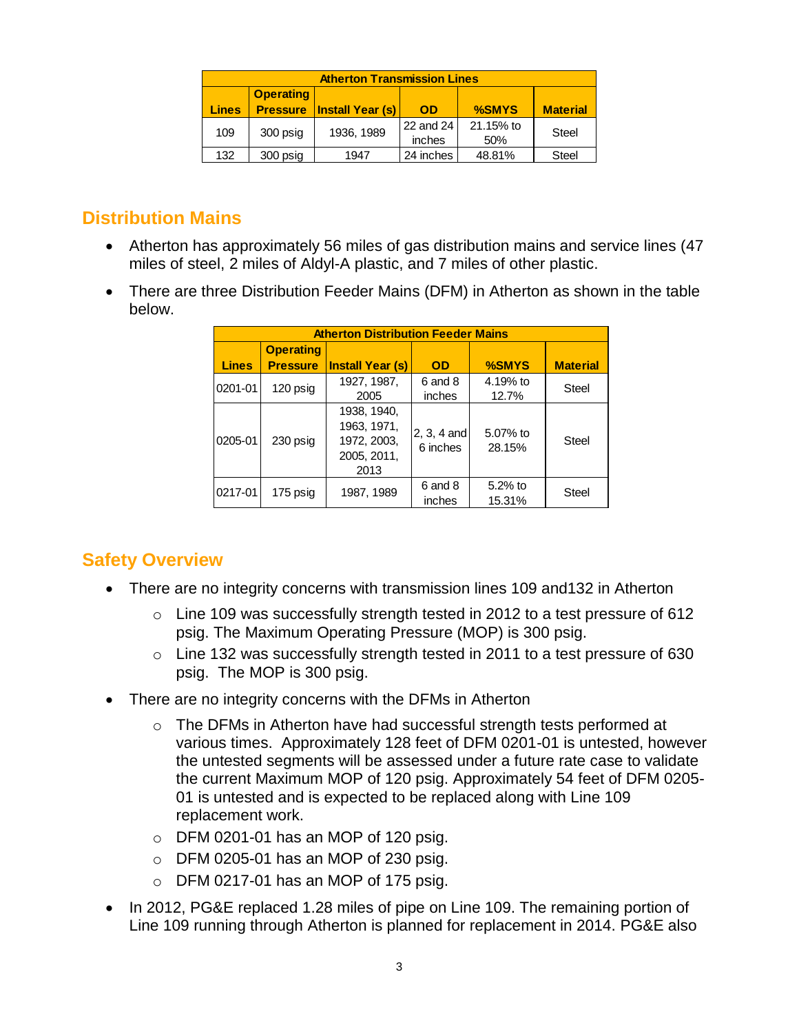| Atherton Transmission Lines | | | | | |
|---|---|---|---|---|---|
| Lines | Operating Pressure | Install Year (s) | OD | %SMYS | Material |
| 109 | 300 psig | 1936, 1989 | 22 and 24 inches | 21.15% to 50% | Steel |
| 132 | 300 psig | 1947 | 24 inches | 48.81% | Steel |

## Distribution Mains

- Atherton has approximately 56 miles of gas distribution mains and service lines (47 miles of steel, 2 miles of Aldyl-A plastic, and 7 miles of other plastic.
- There are three Distribution Feeder Mains (DFM) in Atherton as shown in the table below.

| Atherton Distribution Feeder Mains | | | | | |
|---|---|---|---|---|---|
| Lines | Operating Pressure | Install Year (s) | OD | %SMYS | Material |
| 0201-01 | 120 psig | 1927, 1987, 2005 | 6 and 8 inches | 4.19% to 12.7% | Steel |
| 0205-01 | 230 psig | 1938, 1940, 1963, 1971, 1972, 2003, 2005, 2011, 2013 | 2, 3, 4 and 6 inches | 5.07% to 28.15% | Steel |
| 0217-01 | 175 psig | 1987, 1989 | 6 and 8 inches | 5.2% to 15.31% | Steel |

## Safety Overview

- There are no integrity concerns with transmission lines 109 and132 in Atherton
  - Line 109 was successfully strength tested in 2012 to a test pressure of 612 psig. The Maximum Operating Pressure (MOP) is 300 psig.
  - Line 132 was successfully strength tested in 2011 to a test pressure of 630 psig. The MOP is 300 psig.
- There are no integrity concerns with the DFMs in Atherton
  - The DFMs in Atherton have had successful strength tests performed at various times. Approximately 128 feet of DFM 0201-01 is untested, however the untested segments will be assessed under a future rate case to validate the current Maximum MOP of 120 psig. Approximately 54 feet of DFM 0205-01 is untested and is expected to be replaced along with Line 109 replacement work.
  - DFM 0201-01 has an MOP of 120 psig.
  - DFM 0205-01 has an MOP of 230 psig.
  - DFM 0217-01 has an MOP of 175 psig.
- In 2012, PG&E replaced 1.28 miles of pipe on Line 109. The remaining portion of Line 109 running through Atherton is planned for replacement in 2014. PG&E also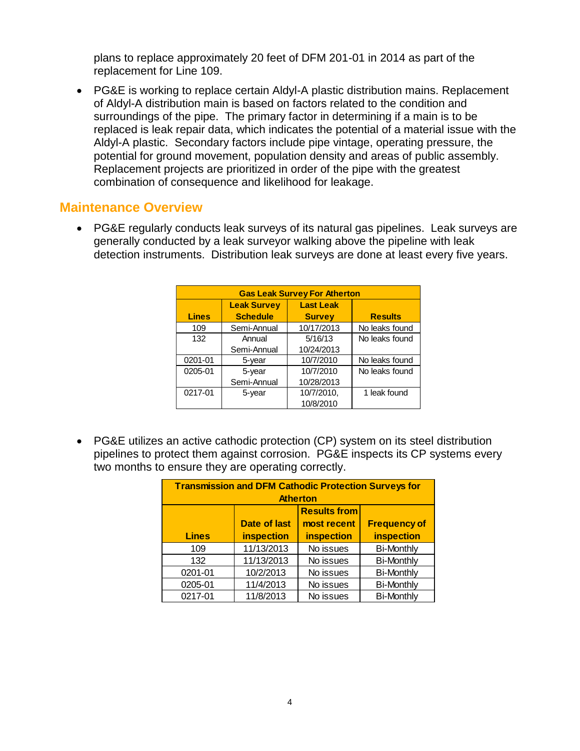plans to replace approximately 20 feet of DFM 201-01 in 2014 as part of the replacement for Line 109.

- PG&E is working to replace certain Aldyl-A plastic distribution mains. Replacement of Aldyl-A distribution main is based on factors related to the condition and surroundings of the pipe. The primary factor in determining if a main is to be replaced is leak repair data, which indicates the potential of a material issue with the Aldyl-A plastic. Secondary factors include pipe vintage, operating pressure, the potential for ground movement, population density and areas of public assembly. Replacement projects are prioritized in order of the pipe with the greatest combination of consequence and likelihood for leakage.

## Maintenance Overview

- PG&E regularly conducts leak surveys of its natural gas pipelines. Leak surveys are generally conducted by a leak surveyor walking above the pipeline with leak detection instruments. Distribution leak surveys are done at least every five years.

| Gas Leak Survey For Atherton | | | |
|---|---|---|---|
| **Lines** | **Leak Survey Schedule** | **Last Leak Survey** | **Results** |
| 109 | Semi-Annual | 10/17/2013 | No leaks found |
| 132 | Annual<br>Semi-Annual | 5/16/13<br>10/24/2013 | No leaks found |
| 0201-01 | 5-year | 10/7/2010 | No leaks found |
| 0205-01 | 5-year<br>Semi-Annual | 10/7/2010<br>10/28/2013 | No leaks found |
| 0217-01 | 5-year | 10/7/2010,<br>10/8/2010 | 1 leak found |

- PG&E utilizes an active cathodic protection (CP) system on its steel distribution pipelines to protect them against corrosion. PG&E inspects its CP systems every two months to ensure they are operating correctly.

| Transmission and DFM Cathodic Protection Surveys for Atherton | | | |
|---|---|---|---|
| **Lines** | **Date of last inspection** | **Results from most recent inspection** | **Frequency of inspection** |
| 109 | 11/13/2013 | No issues | Bi-Monthly |
| 132 | 11/13/2013 | No issues | Bi-Monthly |
| 0201-01 | 10/2/2013 | No issues | Bi-Monthly |
| 0205-01 | 11/4/2013 | No issues | Bi-Monthly |
| 0217-01 | 11/8/2013 | No issues | Bi-Monthly |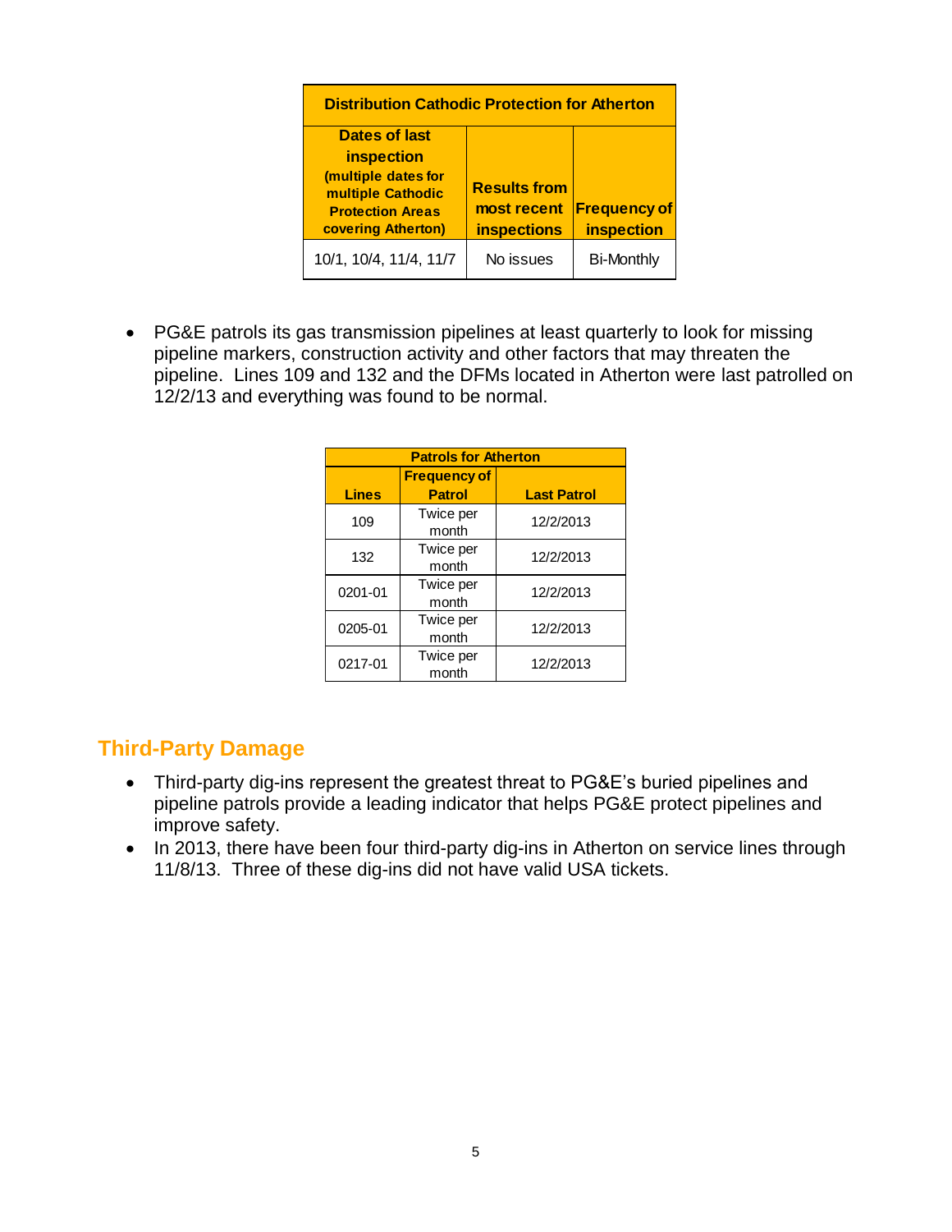| Distribution Cathodic Protection for Atherton | | |
|---|---|---|
| Dates of last inspection (multiple dates for multiple Cathodic Protection Areas covering Atherton) | Results from most recent inspections | Frequency of inspection |
| 10/1, 10/4, 11/4, 11/7 | No issues | Bi-Monthly |

- PG&E patrols its gas transmission pipelines at least quarterly to look for missing pipeline markers, construction activity and other factors that may threaten the pipeline. Lines 109 and 132 and the DFMs located in Atherton were last patrolled on 12/2/13 and everything was found to be normal.

| Patrols for Atherton | | |
|---|---|---|
| Lines | Frequency of Patrol | Last Patrol |
| 109 | Twice per month | 12/2/2013 |
| 132 | Twice per month | 12/2/2013 |
| 0201-01 | Twice per month | 12/2/2013 |
| 0205-01 | Twice per month | 12/2/2013 |
| 0217-01 | Twice per month | 12/2/2013 |

## Third-Party Damage

- Third-party dig-ins represent the greatest threat to PG&E's buried pipelines and pipeline patrols provide a leading indicator that helps PG&E protect pipelines and improve safety.
- In 2013, there have been four third-party dig-ins in Atherton on service lines through 11/8/13. Three of these dig-ins did not have valid USA tickets.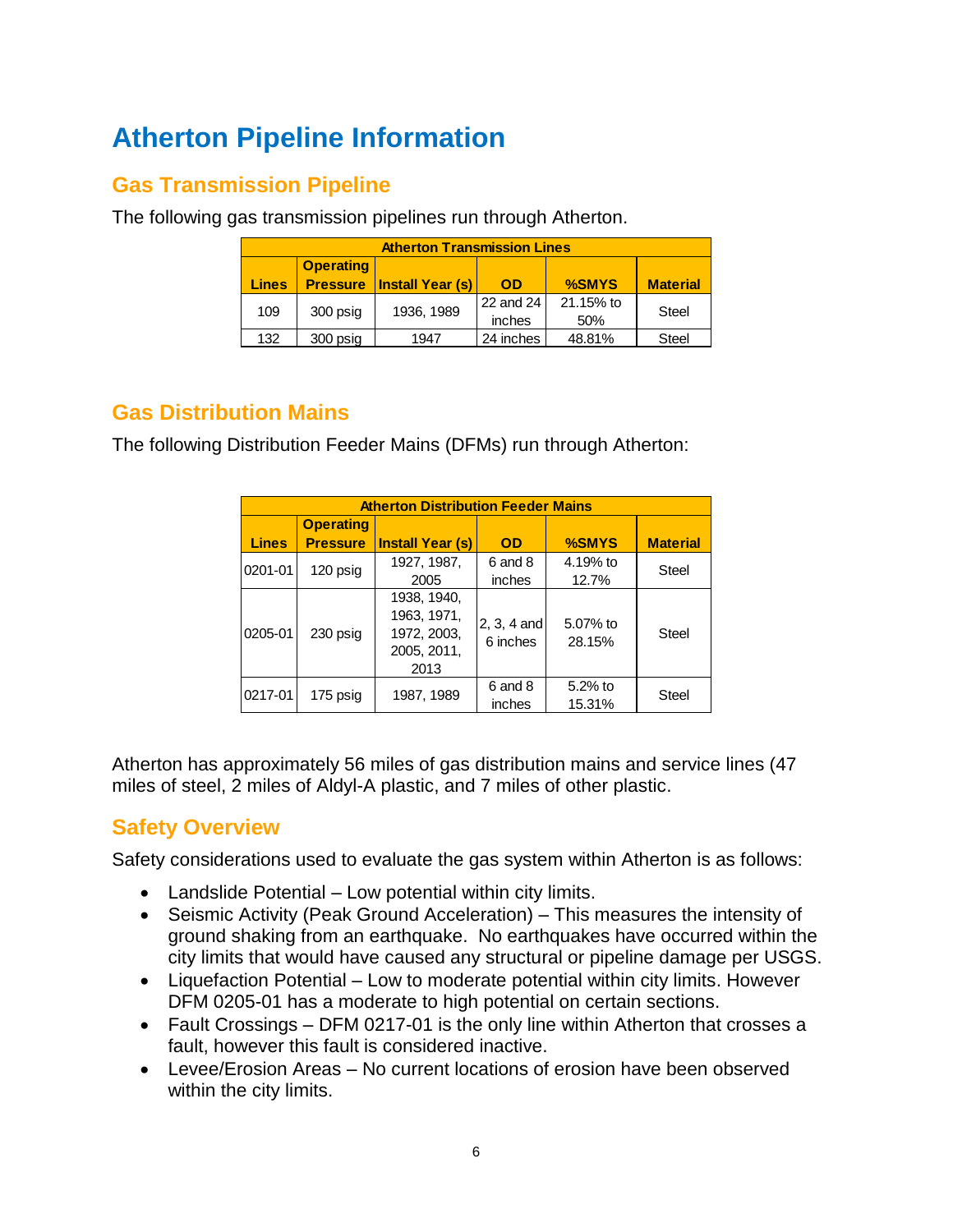# Atherton Pipeline Information

## Gas Transmission Pipeline

The following gas transmission pipelines run through Atherton.

| Atherton Transmission Lines | | | | | |
|---|---|---|---|---|---|
| **Lines** | **Operating Pressure** | **Install Year (s)** | **OD** | **%SMYS** | **Material** |
| 109 | 300 psig | 1936, 1989 | 22 and 24 inches | 21.15% to 50% | Steel |
| 132 | 300 psig | 1947 | 24 inches | 48.81% | Steel |

## Gas Distribution Mains

The following Distribution Feeder Mains (DFMs) run through Atherton:

| Atherton Distribution Feeder Mains | | | | | |
|---|---|---|---|---|---|
| **Lines** | **Operating Pressure** | **Install Year (s)** | **OD** | **%SMYS** | **Material** |
| 0201-01 | 120 psig | 1927, 1987, 2005 | 6 and 8 inches | 4.19% to 12.7% | Steel |
| 0205-01 | 230 psig | 1938, 1940, 1963, 1971, 1972, 2003, 2005, 2011, 2013 | 2, 3, 4 and 6 inches | 5.07% to 28.15% | Steel |
| 0217-01 | 175 psig | 1987, 1989 | 6 and 8 inches | 5.2% to 15.31% | Steel |

Atherton has approximately 56 miles of gas distribution mains and service lines (47 miles of steel, 2 miles of Aldyl-A plastic, and 7 miles of other plastic.

## Safety Overview

Safety considerations used to evaluate the gas system within Atherton is as follows:

- Landslide Potential – Low potential within city limits.
- Seismic Activity (Peak Ground Acceleration) – This measures the intensity of ground shaking from an earthquake. No earthquakes have occurred within the city limits that would have caused any structural or pipeline damage per USGS.
- Liquefaction Potential – Low to moderate potential within city limits. However DFM 0205-01 has a moderate to high potential on certain sections.
- Fault Crossings – DFM 0217-01 is the only line within Atherton that crosses a fault, however this fault is considered inactive.
- Levee/Erosion Areas – No current locations of erosion have been observed within the city limits.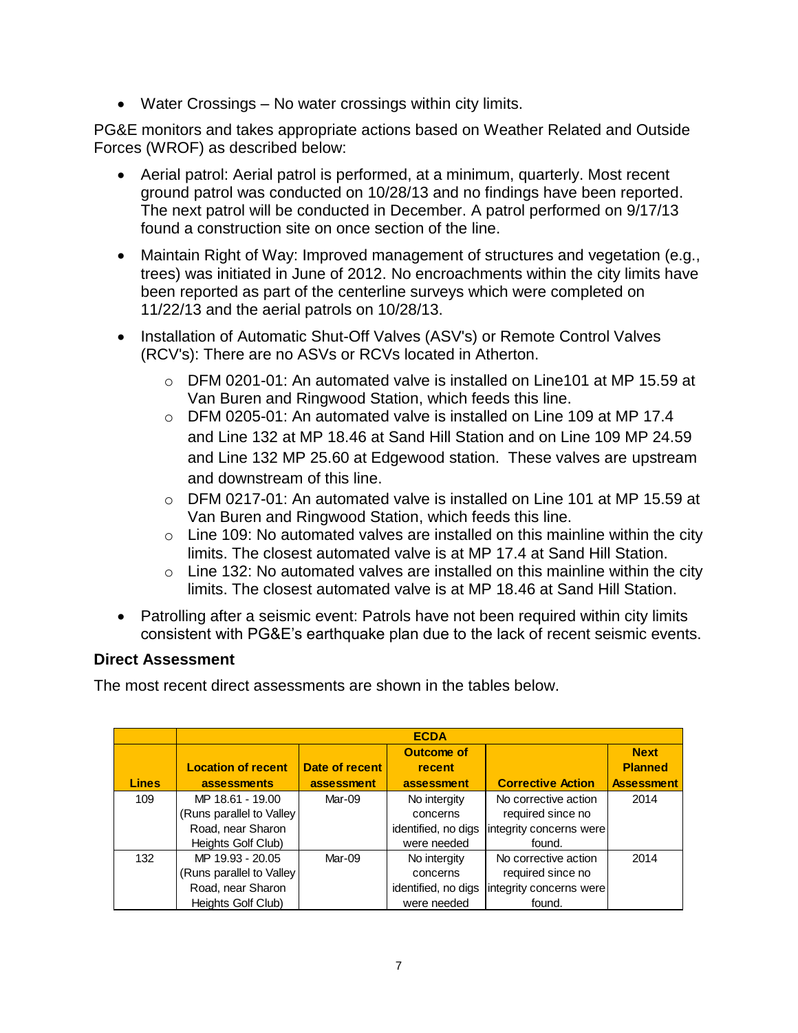- Water Crossings – No water crossings within city limits.

PG&E monitors and takes appropriate actions based on Weather Related and Outside Forces (WROF) as described below:

- Aerial patrol: Aerial patrol is performed, at a minimum, quarterly. Most recent ground patrol was conducted on 10/28/13 and no findings have been reported. The next patrol will be conducted in December. A patrol performed on 9/17/13 found a construction site on once section of the line.
- Maintain Right of Way: Improved management of structures and vegetation (e.g., trees) was initiated in June of 2012. No encroachments within the city limits have been reported as part of the centerline surveys which were completed on 11/22/13 and the aerial patrols on 10/28/13.
- Installation of Automatic Shut-Off Valves (ASV's) or Remote Control Valves (RCV's): There are no ASVs or RCVs located in Atherton.
    - DFM 0201-01: An automated valve is installed on Line101 at MP 15.59 at Van Buren and Ringwood Station, which feeds this line.
    - DFM 0205-01: An automated valve is installed on Line 109 at MP 17.4 and Line 132 at MP 18.46 at Sand Hill Station and on Line 109 MP 24.59 and Line 132 MP 25.60 at Edgewood station. These valves are upstream and downstream of this line.
    - DFM 0217-01: An automated valve is installed on Line 101 at MP 15.59 at Van Buren and Ringwood Station, which feeds this line.
    - Line 109: No automated valves are installed on this mainline within the city limits. The closest automated valve is at MP 17.4 at Sand Hill Station.
    - Line 132: No automated valves are installed on this mainline within the city limits. The closest automated valve is at MP 18.46 at Sand Hill Station.
- Patrolling after a seismic event: Patrols have not been required within city limits consistent with PG&E's earthquake plan due to the lack of recent seismic events.

**Direct Assessment**

The most recent direct assessments are shown in the tables below.

| | ECDA | | | | |
|---|---|---|---|---|---|
| **Lines** | **Location of recent assessments** | **Date of recent assessment** | **Outcome of recent assessment** | **Corrective Action** | **Next Planned Assessment** |
| 109 | MP 18.61 - 19.00 (Runs parallel to Valley Road, near Sharon Heights Golf Club) | Mar-09 | No intergity concerns identified, no digs were needed | No corrective action required since no integrity concerns were found. | 2014 |
| 132 | MP 19.93 - 20.05 (Runs parallel to Valley Road, near Sharon Heights Golf Club) | Mar-09 | No intergity concerns identified, no digs were needed | No corrective action required since no integrity concerns were found. | 2014 |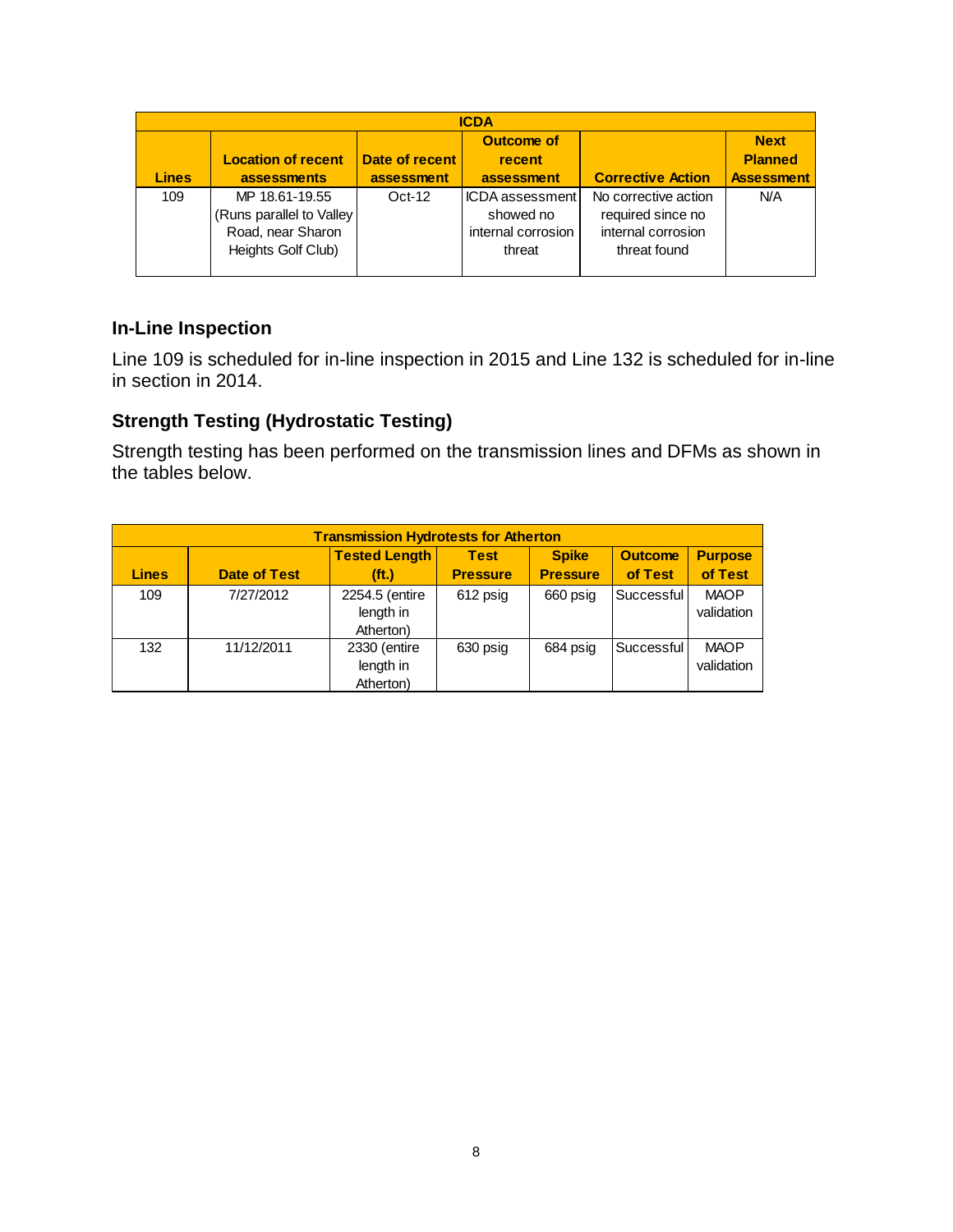| ICDA | | | | | |
|---|---|---|---|---|---|
| **Lines** | **Location of recent assessments** | **Date of recent assessment** | **Outcome of recent assessment** | **Corrective Action** | **Next Planned Assessment** |
| 109 | MP 18.61-19.55 (Runs parallel to Valley Road, near Sharon Heights Golf Club) | Oct-12 | ICDA assessment showed no internal corrosion threat | No corrective action required since no internal corrosion threat found | N/A |

### In-Line Inspection

Line 109 is scheduled for in-line inspection in 2015 and Line 132 is scheduled for in-line in section in 2014.

### Strength Testing (Hydrostatic Testing)

Strength testing has been performed on the transmission lines and DFMs as shown in the tables below.

| Transmission Hydrotests for Atherton | | | | | | |
|---|---|---|---|---|---|---|
| **Lines** | **Date of Test** | **Tested Length (ft.)** | **Test Pressure** | **Spike Pressure** | **Outcome of Test** | **Purpose of Test** |
| 109 | 7/27/2012 | 2254.5 (entire length in Atherton) | 612 psig | 660 psig | Successful | MAOP validation |
| 132 | 11/12/2011 | 2330 (entire length in Atherton) | 630 psig | 684 psig | Successful | MAOP validation |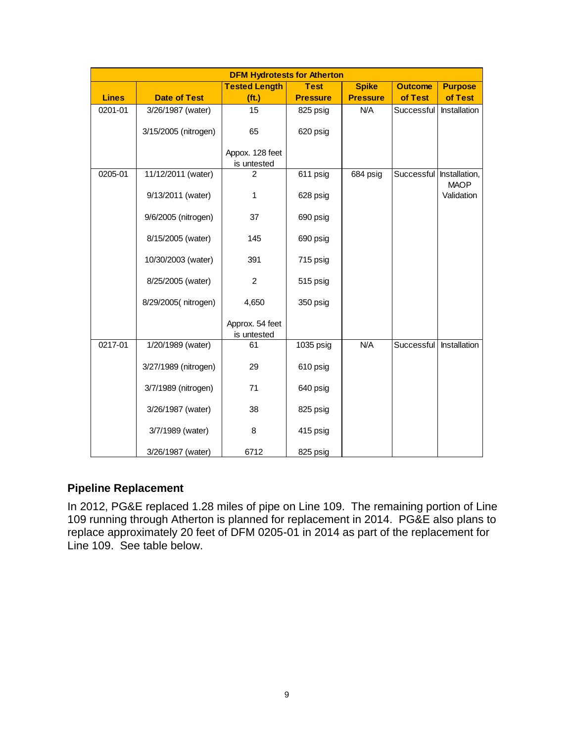| DFM Hydrotests for Atherton | | | | | | |
|---|---|---|---|---|---|---|
| Lines | Date of Test | Tested Length (ft.) | Test Pressure | Spike Pressure | Outcome of Test | Purpose of Test |
| 0201-01 | 3/26/1987 (water) | 15 | 825 psig | N/A | Successful | Installation |
| | 3/15/2005 (nitrogen) | 65 | 620 psig | | | |
| | | Appox. 128 feet is untested | | | | |
| 0205-01 | 11/12/2011 (water) | 2 | 611 psig | 684 psig | Successful | Installation, MAOP Validation |
| | 9/13/2011 (water) | 1 | 628 psig | | | |
| | 9/6/2005 (nitrogen) | 37 | 690 psig | | | |
| | 8/15/2005 (water) | 145 | 690 psig | | | |
| | 10/30/2003 (water) | 391 | 715 psig | | | |
| | 8/25/2005 (water) | 2 | 515 psig | | | |
| | 8/29/2005( nitrogen) | 4,650 | 350 psig | | | |
| | | Approx. 54 feet is untested | | | | |
| 0217-01 | 1/20/1989 (water) | 61 | 1035 psig | N/A | Successful | Installation |
| | 3/27/1989 (nitrogen) | 29 | 610 psig | | | |
| | 3/7/1989 (nitrogen) | 71 | 640 psig | | | |
| | 3/26/1987 (water) | 38 | 825 psig | | | |
| | 3/7/1989 (water) | 8 | 415 psig | | | |
| | 3/26/1987 (water) | 6712 | 825 psig | | | |

## Pipeline Replacement

In 2012, PG&E replaced 1.28 miles of pipe on Line 109. The remaining portion of Line 109 running through Atherton is planned for replacement in 2014. PG&E also plans to replace approximately 20 feet of DFM 0205-01 in 2014 as part of the replacement for Line 109. See table below.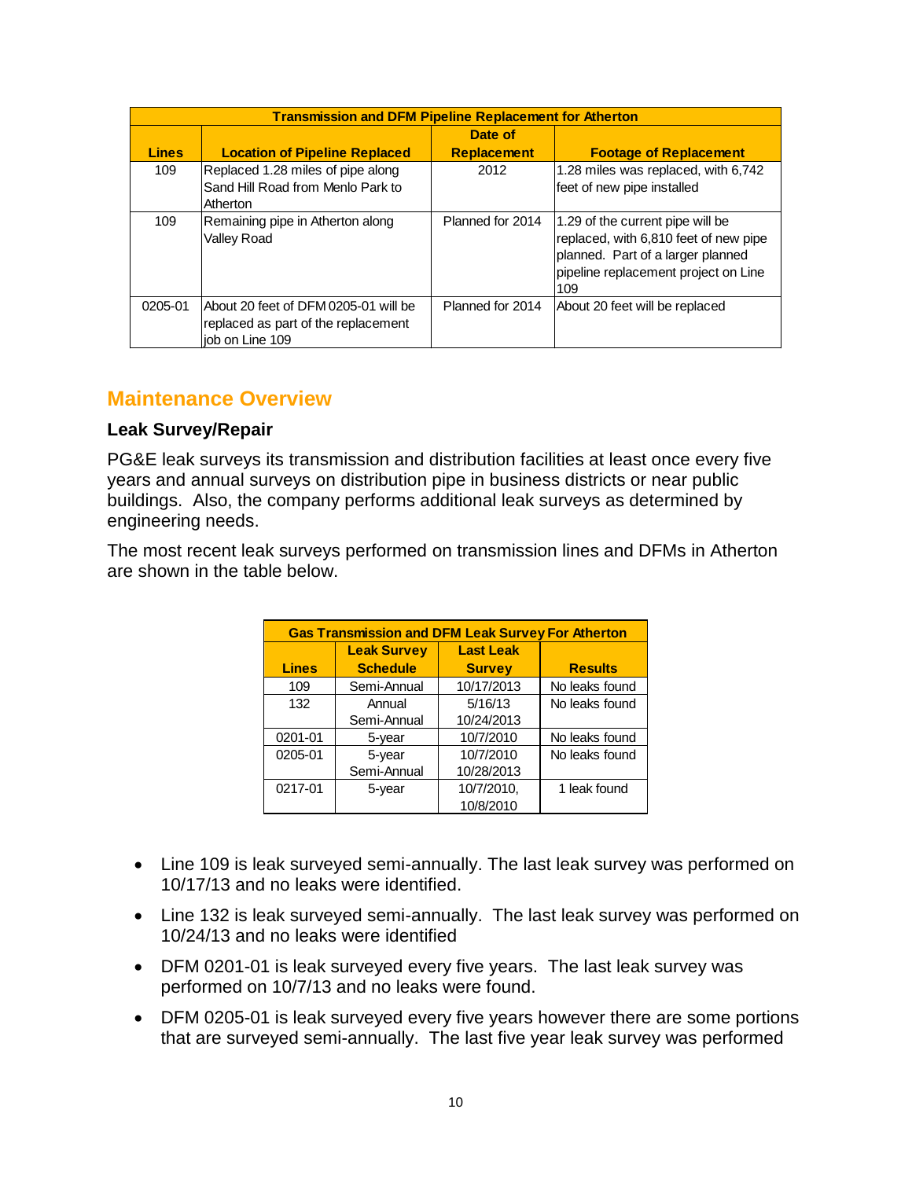| Transmission and DFM Pipeline Replacement for Atherton | | | |
|---|---|---|---|
| **Lines** | **Location of Pipeline Replaced** | **Date of Replacement** | **Footage of Replacement** |
| 109 | Replaced 1.28 miles of pipe along Sand Hill Road from Menlo Park to Atherton | 2012 | 1.28 miles was replaced, with 6,742 feet of new pipe installed |
| 109 | Remaining pipe in Atherton along Valley Road | Planned for 2014 | 1.29 of the current pipe will be replaced, with 6,810 feet of new pipe planned. Part of a larger planned pipeline replacement project on Line 109 |
| 0205-01 | About 20 feet of DFM 0205-01 will be replaced as part of the replacement job on Line 109 | Planned for 2014 | About 20 feet will be replaced |

## Maintenance Overview

### Leak Survey/Repair

PG&E leak surveys its transmission and distribution facilities at least once every five years and annual surveys on distribution pipe in business districts or near public buildings. Also, the company performs additional leak surveys as determined by engineering needs.

The most recent leak surveys performed on transmission lines and DFMs in Atherton are shown in the table below.

| Gas Transmission and DFM Leak Survey For Atherton | | | |
|---|---|---|---|
| **Lines** | **Leak Survey Schedule** | **Last Leak Survey** | **Results** |
| 109 | Semi-Annual | 10/17/2013 | No leaks found |
| 132 | Annual<br>Semi-Annual | 5/16/13<br>10/24/2013 | No leaks found |
| 0201-01 | 5-year | 10/7/2010 | No leaks found |
| 0205-01 | 5-year<br>Semi-Annual | 10/7/2010<br>10/28/2013 | No leaks found |
| 0217-01 | 5-year | 10/7/2010,<br>10/8/2010 | 1 leak found |

- Line 109 is leak surveyed semi-annually. The last leak survey was performed on 10/17/13 and no leaks were identified.
- Line 132 is leak surveyed semi-annually. The last leak survey was performed on 10/24/13 and no leaks were identified
- DFM 0201-01 is leak surveyed every five years. The last leak survey was performed on 10/7/13 and no leaks were found.
- DFM 0205-01 is leak surveyed every five years however there are some portions that are surveyed semi-annually. The last five year leak survey was performed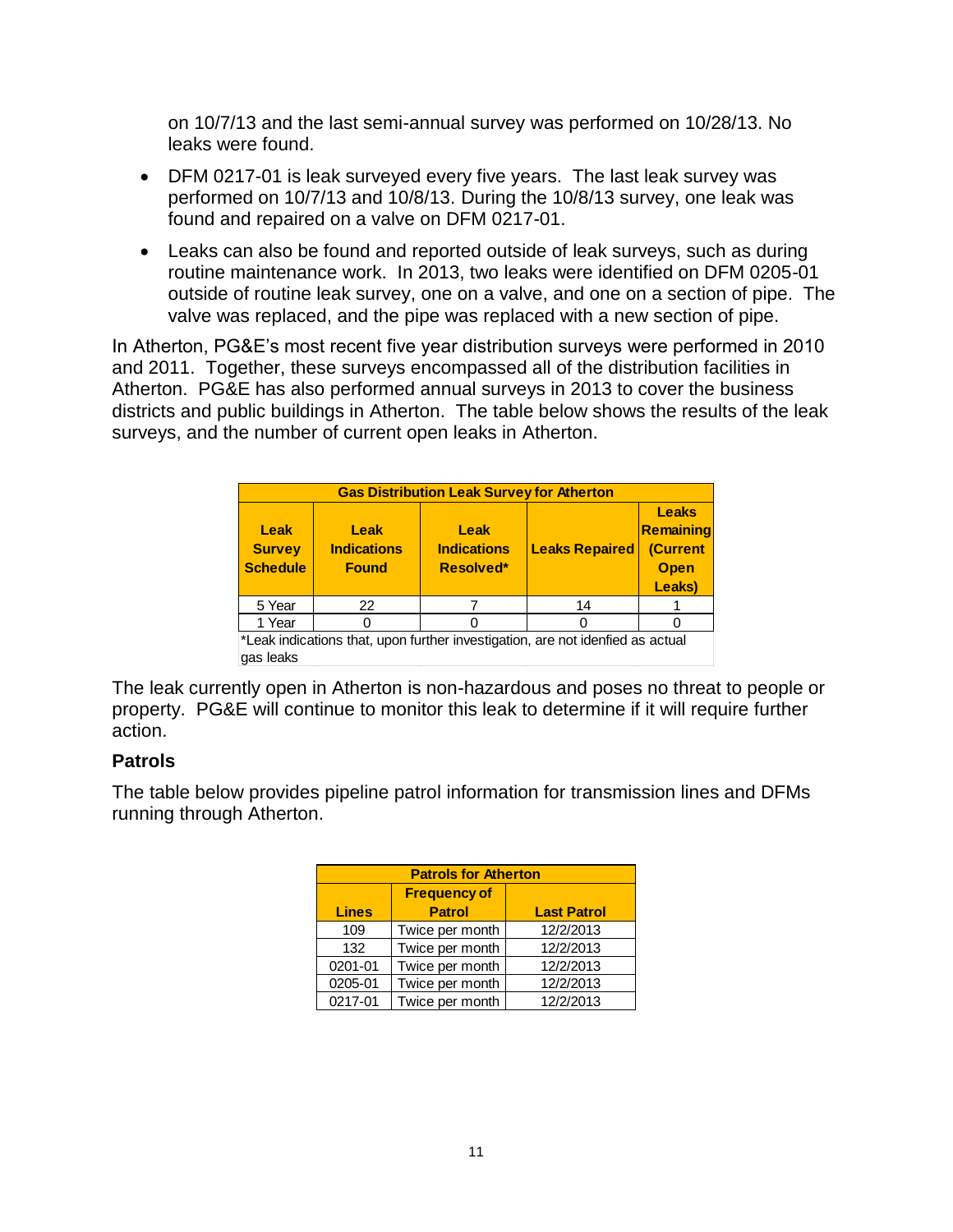on 10/7/13 and the last semi-annual survey was performed on 10/28/13. No leaks were found.

- DFM 0217-01 is leak surveyed every five years. The last leak survey was performed on 10/7/13 and 10/8/13. During the 10/8/13 survey, one leak was found and repaired on a valve on DFM 0217-01.
- Leaks can also be found and reported outside of leak surveys, such as during routine maintenance work. In 2013, two leaks were identified on DFM 0205-01 outside of routine leak survey, one on a valve, and one on a section of pipe. The valve was replaced, and the pipe was replaced with a new section of pipe.

In Atherton, PG&E's most recent five year distribution surveys were performed in 2010 and 2011. Together, these surveys encompassed all of the distribution facilities in Atherton. PG&E has also performed annual surveys in 2013 to cover the business districts and public buildings in Atherton. The table below shows the results of the leak surveys, and the number of current open leaks in Atherton.

| Gas Distribution Leak Survey for Atherton | | | | |
|---|---|---|---|---|
| **Leak Survey Schedule** | **Leak Indications Found** | **Leak Indications Resolved*** | **Leaks Repaired** | **Leaks Remaining (Current Open Leaks)** |
| 5 Year | 22 | 7 | 14 | 1 |
| 1 Year | 0 | 0 | 0 | 0 |

*Leak indications that, upon further investigation, are not idenfied as actual gas leaks

The leak currently open in Atherton is non-hazardous and poses no threat to people or property. PG&E will continue to monitor this leak to determine if it will require further action.

### Patrols

The table below provides pipeline patrol information for transmission lines and DFMs running through Atherton.

| Patrols for Atherton | | |
|---|---|---|
| **Lines** | **Frequency of Patrol** | **Last Patrol** |
| 109 | Twice per month | 12/2/2013 |
| 132 | Twice per month | 12/2/2013 |
| 0201-01 | Twice per month | 12/2/2013 |
| 0205-01 | Twice per month | 12/2/2013 |
| 0217-01 | Twice per month | 12/2/2013 |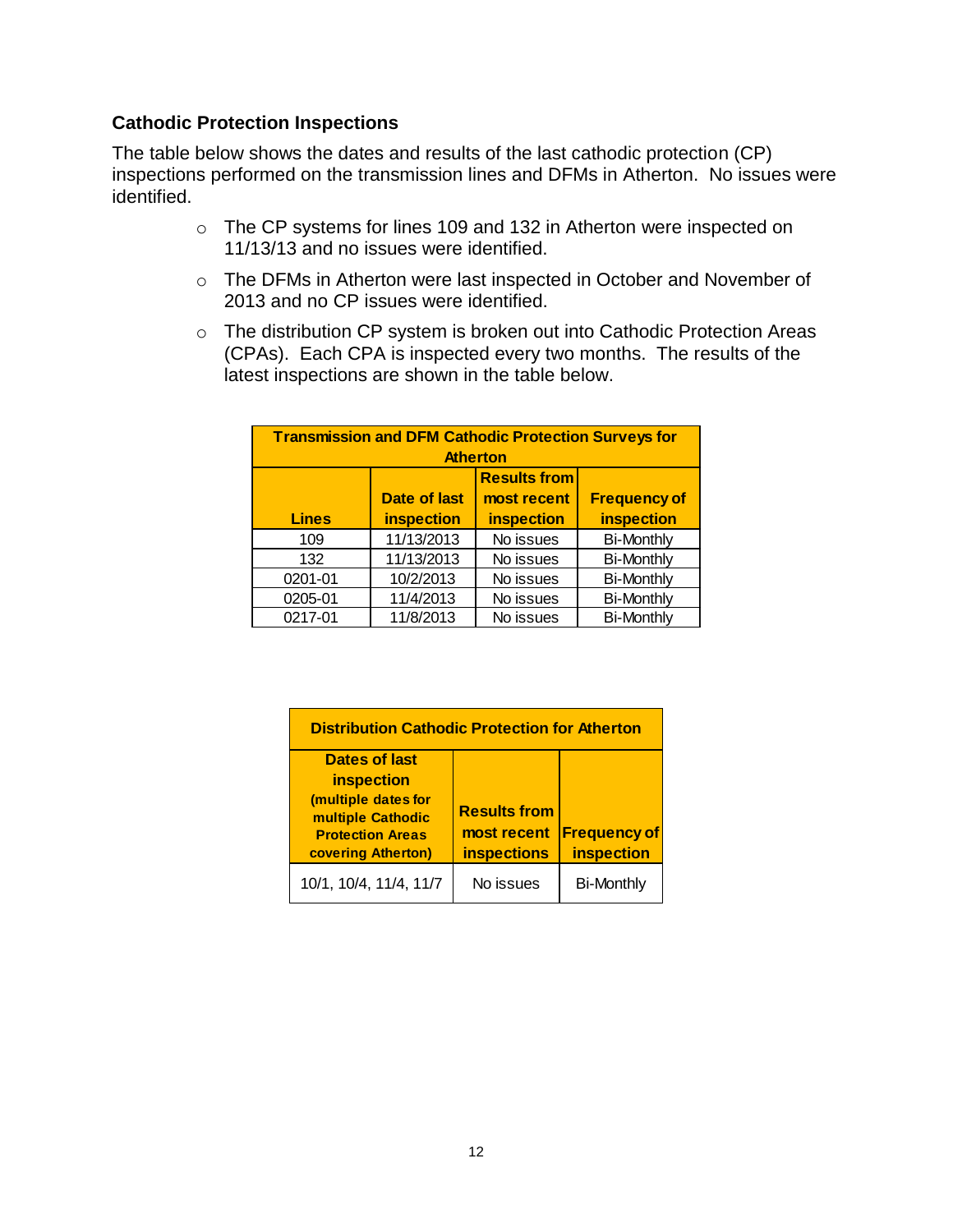### Cathodic Protection Inspections

The table below shows the dates and results of the last cathodic protection (CP) inspections performed on the transmission lines and DFMs in Atherton. No issues were identified.

- The CP systems for lines 109 and 132 in Atherton were inspected on 11/13/13 and no issues were identified.
- The DFMs in Atherton were last inspected in October and November of 2013 and no CP issues were identified.
- The distribution CP system is broken out into Cathodic Protection Areas (CPAs). Each CPA is inspected every two months. The results of the latest inspections are shown in the table below.

| Transmission and DFM Cathodic Protection Surveys for Atherton | | | |
|---|---|---|---|
| **Lines** | **Date of last inspection** | **Results from most recent inspection** | **Frequency of inspection** |
| 109 | 11/13/2013 | No issues | Bi-Monthly |
| 132 | 11/13/2013 | No issues | Bi-Monthly |
| 0201-01 | 10/2/2013 | No issues | Bi-Monthly |
| 0205-01 | 11/4/2013 | No issues | Bi-Monthly |
| 0217-01 | 11/8/2013 | No issues | Bi-Monthly |

| Distribution Cathodic Protection for Atherton | | |
|---|---|---|
| **Dates of last inspection (multiple dates for multiple Cathodic Protection Areas covering Atherton)** | **Results from most recent inspections** | **Frequency of inspection** |
| 10/1, 10/4, 11/4, 11/7 | No issues | Bi-Monthly |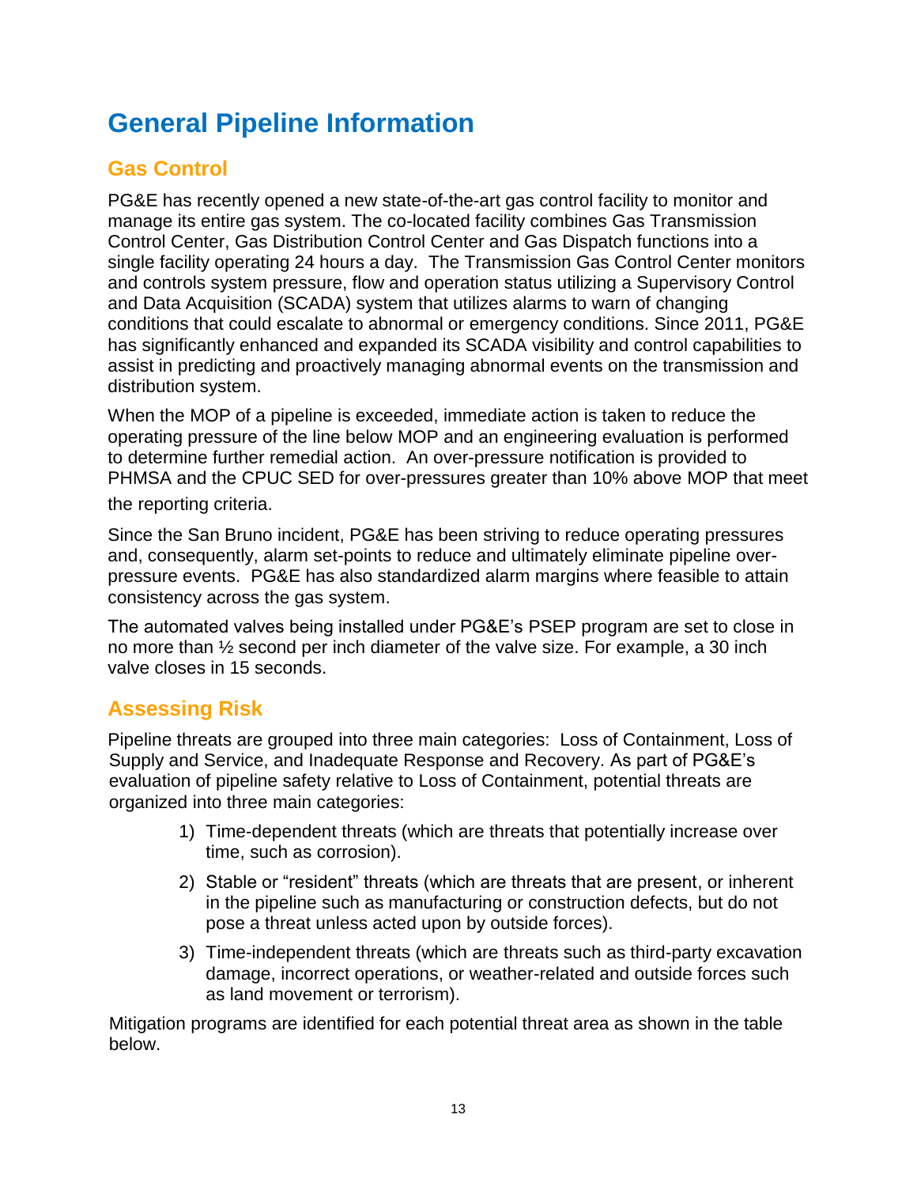# General Pipeline Information

## Gas Control

PG&E has recently opened a new state-of-the-art gas control facility to monitor and manage its entire gas system. The co-located facility combines Gas Transmission Control Center, Gas Distribution Control Center and Gas Dispatch functions into a single facility operating 24 hours a day. The Transmission Gas Control Center monitors and controls system pressure, flow and operation status utilizing a Supervisory Control and Data Acquisition (SCADA) system that utilizes alarms to warn of changing conditions that could escalate to abnormal or emergency conditions. Since 2011, PG&E has significantly enhanced and expanded its SCADA visibility and control capabilities to assist in predicting and proactively managing abnormal events on the transmission and distribution system.

When the MOP of a pipeline is exceeded, immediate action is taken to reduce the operating pressure of the line below MOP and an engineering evaluation is performed to determine further remedial action. An over-pressure notification is provided to PHMSA and the CPUC SED for over-pressures greater than 10% above MOP that meet the reporting criteria.

Since the San Bruno incident, PG&E has been striving to reduce operating pressures and, consequently, alarm set-points to reduce and ultimately eliminate pipeline over-pressure events. PG&E has also standardized alarm margins where feasible to attain consistency across the gas system.

The automated valves being installed under PG&E's PSEP program are set to close in no more than ½ second per inch diameter of the valve size. For example, a 30 inch valve closes in 15 seconds.

## Assessing Risk

Pipeline threats are grouped into three main categories: Loss of Containment, Loss of Supply and Service, and Inadequate Response and Recovery. As part of PG&E's evaluation of pipeline safety relative to Loss of Containment, potential threats are organized into three main categories:

1) Time-dependent threats (which are threats that potentially increase over time, such as corrosion).
2) Stable or "resident" threats (which are threats that are present, or inherent in the pipeline such as manufacturing or construction defects, but do not pose a threat unless acted upon by outside forces).
3) Time-independent threats (which are threats such as third-party excavation damage, incorrect operations, or weather-related and outside forces such as land movement or terrorism).

Mitigation programs are identified for each potential threat area as shown in the table below.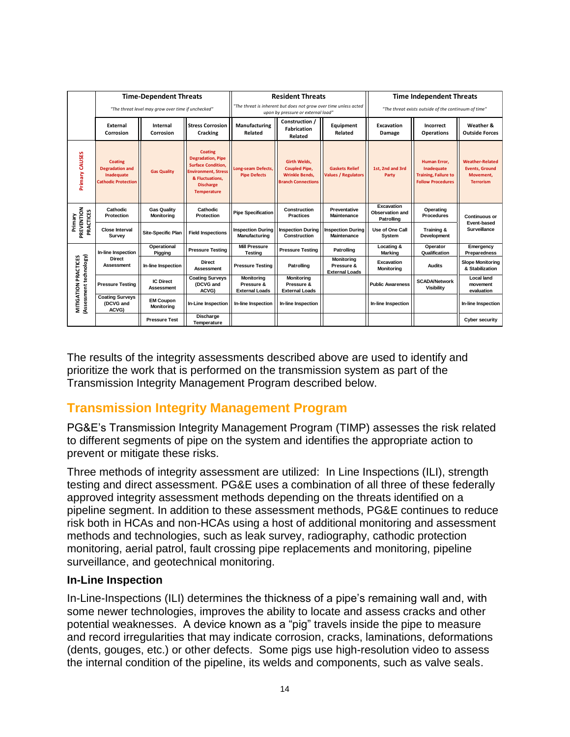|  | **Time-Dependent Threats** *"The threat level may grow over time if unchecked"* | | | **Resident Threats** *"The threat is inherent but does not grow over time unless acted upon by pressure or external load"* | | | **Time Independent Threats** *"The threat exists outside of the continuum of time"* | | |
|---|---|---|---|---|---|---|---|---|---|
|  | **External Corrosion** | **Internal Corrosion** | **Stress Corrosion Cracking** | **Manufacturing Related** | **Construction / Fabrication Related** | **Equipment Related** | **Excavation Damage** | **Incorrect Operations** | **Weather & Outside Forces** |
| **Primary CAUSES** | Coating Degradation and Inadequate Cathodic Protection | Gas Quality | Coating Degradation, Pipe Surface Condition, Environment, Stress & Fluctuations, Discharge Temperature | Long-seam Defects, Pipe Defects | Girth Welds, Coupled Pipe, Wrinkle Bends, Branch Connections | Gaskets Relief Values / Regulators | 1st, 2nd and 3rd Party | Human Error, Inadequate Training, Failure to Follow Procedures | Weather-Related Events, Ground Movement, Terrorism |
| **Primary PREVENTION PRACTICES** | Cathodic Protection | Gas Quality Monitoring | Cathodic Protection | Pipe Specification | Construction Practices | Preventative Maintenance | Excavation Observation and Patrolling | Operating Procedures | Continuous or Event-based Surveillance |
|  | Close Interval Survey | Site-Specific Plan | Field Inspections | Inspection During Manufacturing | Inspection During Construction | Inspection During Maintenance | Use of One Call System | Training & Development |  |
| **MITIGATION PRACTICES (Assessment technology)** | In-line Inspection | Operational Pigging | Pressure Testing | Mill Pressure Testing | Pressure Testing | Patrolling | Locating & Marking | Operator Qualification | Emergency Preparedness |
|  | Direct Assessment | In-line Inspection | Direct Assessment | Pressure Testing | Patrolling | Monitoring Pressure & External Loads | Excavation Monitoring | Audits | Slope Monitoring & Stabilization |
|  | Pressure Testing | IC Direct Assessment | Coating Surveys (DCVG and ACVG) | Monitoring Pressure & External Loads | Monitoring Pressure & External Loads |  | Public Awareness | SCADA/Network Visibility | Local land movement evaluation |
|  | Coating Surveys (DCVG and ACVG) | EM Coupon Monitoring | In-Line Inspection | In-line Inspection | In-line Inspection |  | In-line Inspection |  | In-line Inspection |
|  |  | Pressure Test | Discharge Temperature |  |  |  |  |  | Cyber security |

The results of the integrity assessments described above are used to identify and prioritize the work that is performed on the transmission system as part of the Transmission Integrity Management Program described below.

## Transmission Integrity Management Program

PG&E's Transmission Integrity Management Program (TIMP) assesses the risk related to different segments of pipe on the system and identifies the appropriate action to prevent or mitigate these risks.

Three methods of integrity assessment are utilized: In Line Inspections (ILI), strength testing and direct assessment. PG&E uses a combination of all three of these federally approved integrity assessment methods depending on the threats identified on a pipeline segment. In addition to these assessment methods, PG&E continues to reduce risk both in HCAs and non-HCAs using a host of additional monitoring and assessment methods and technologies, such as leak survey, radiography, cathodic protection monitoring, aerial patrol, fault crossing pipe replacements and monitoring, pipeline surveillance, and geotechnical monitoring.

### In-Line Inspection

In-Line-Inspections (ILI) determines the thickness of a pipe's remaining wall and, with some newer technologies, improves the ability to locate and assess cracks and other potential weaknesses. A device known as a "pig" travels inside the pipe to measure and record irregularities that may indicate corrosion, cracks, laminations, deformations (dents, gouges, etc.) or other defects. Some pigs use high-resolution video to assess the internal condition of the pipeline, its welds and components, such as valve seals.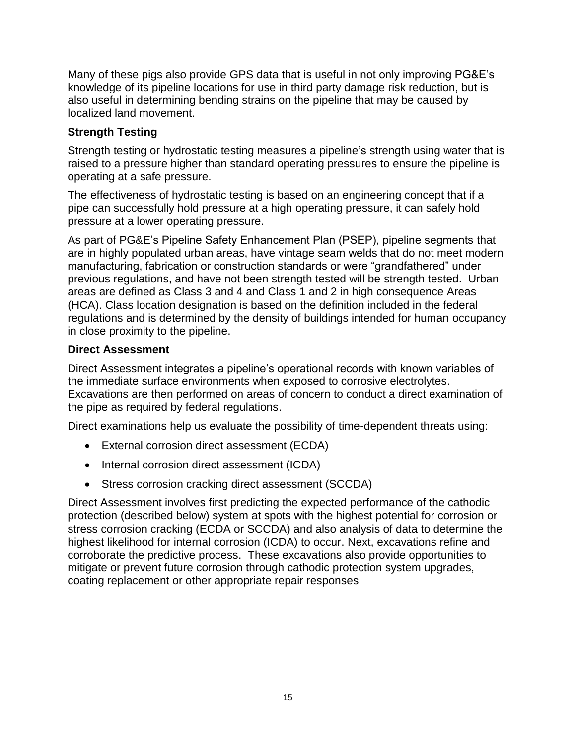Many of these pigs also provide GPS data that is useful in not only improving PG&E's knowledge of its pipeline locations for use in third party damage risk reduction, but is also useful in determining bending strains on the pipeline that may be caused by localized land movement.

### Strength Testing

Strength testing or hydrostatic testing measures a pipeline's strength using water that is raised to a pressure higher than standard operating pressures to ensure the pipeline is operating at a safe pressure.

The effectiveness of hydrostatic testing is based on an engineering concept that if a pipe can successfully hold pressure at a high operating pressure, it can safely hold pressure at a lower operating pressure.

As part of PG&E's Pipeline Safety Enhancement Plan (PSEP), pipeline segments that are in highly populated urban areas, have vintage seam welds that do not meet modern manufacturing, fabrication or construction standards or were "grandfathered" under previous regulations, and have not been strength tested will be strength tested. Urban areas are defined as Class 3 and 4 and Class 1 and 2 in high consequence Areas (HCA). Class location designation is based on the definition included in the federal regulations and is determined by the density of buildings intended for human occupancy in close proximity to the pipeline.

### Direct Assessment

Direct Assessment integrates a pipeline's operational records with known variables of the immediate surface environments when exposed to corrosive electrolytes. Excavations are then performed on areas of concern to conduct a direct examination of the pipe as required by federal regulations.

Direct examinations help us evaluate the possibility of time-dependent threats using:

- External corrosion direct assessment (ECDA)
- Internal corrosion direct assessment (ICDA)
- Stress corrosion cracking direct assessment (SCCDA)

Direct Assessment involves first predicting the expected performance of the cathodic protection (described below) system at spots with the highest potential for corrosion or stress corrosion cracking (ECDA or SCCDA) and also analysis of data to determine the highest likelihood for internal corrosion (ICDA) to occur. Next, excavations refine and corroborate the predictive process. These excavations also provide opportunities to mitigate or prevent future corrosion through cathodic protection system upgrades, coating replacement or other appropriate repair responses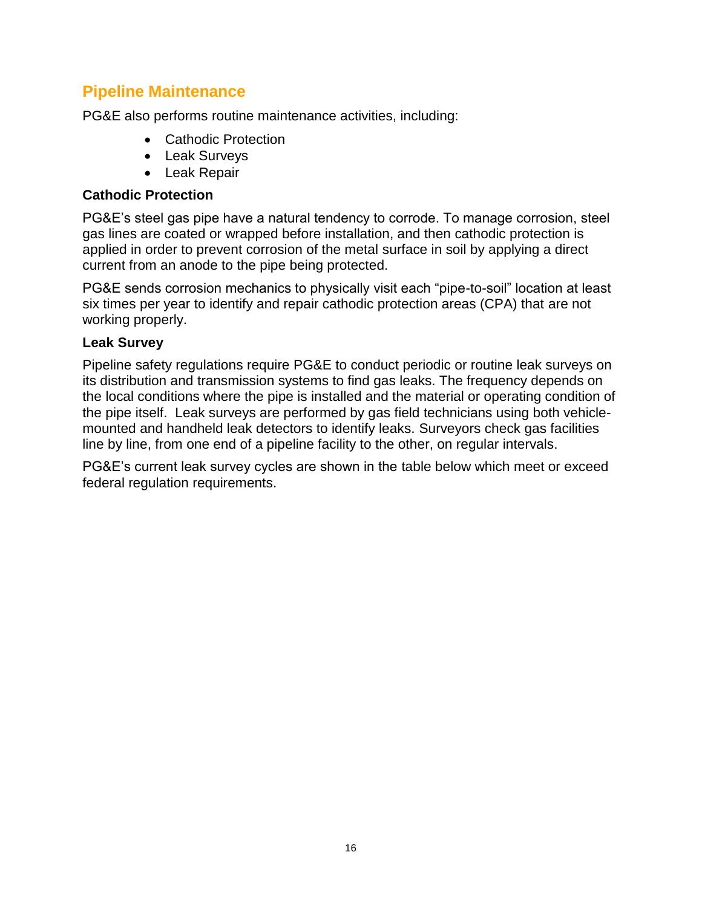## Pipeline Maintenance

PG&E also performs routine maintenance activities, including:

- Cathodic Protection
- Leak Surveys
- Leak Repair

### Cathodic Protection

PG&E's steel gas pipe have a natural tendency to corrode. To manage corrosion, steel gas lines are coated or wrapped before installation, and then cathodic protection is applied in order to prevent corrosion of the metal surface in soil by applying a direct current from an anode to the pipe being protected.

PG&E sends corrosion mechanics to physically visit each "pipe-to-soil" location at least six times per year to identify and repair cathodic protection areas (CPA) that are not working properly.

### Leak Survey

Pipeline safety regulations require PG&E to conduct periodic or routine leak surveys on its distribution and transmission systems to find gas leaks. The frequency depends on the local conditions where the pipe is installed and the material or operating condition of the pipe itself. Leak surveys are performed by gas field technicians using both vehicle-mounted and handheld leak detectors to identify leaks. Surveyors check gas facilities line by line, from one end of a pipeline facility to the other, on regular intervals.

PG&E's current leak survey cycles are shown in the table below which meet or exceed federal regulation requirements.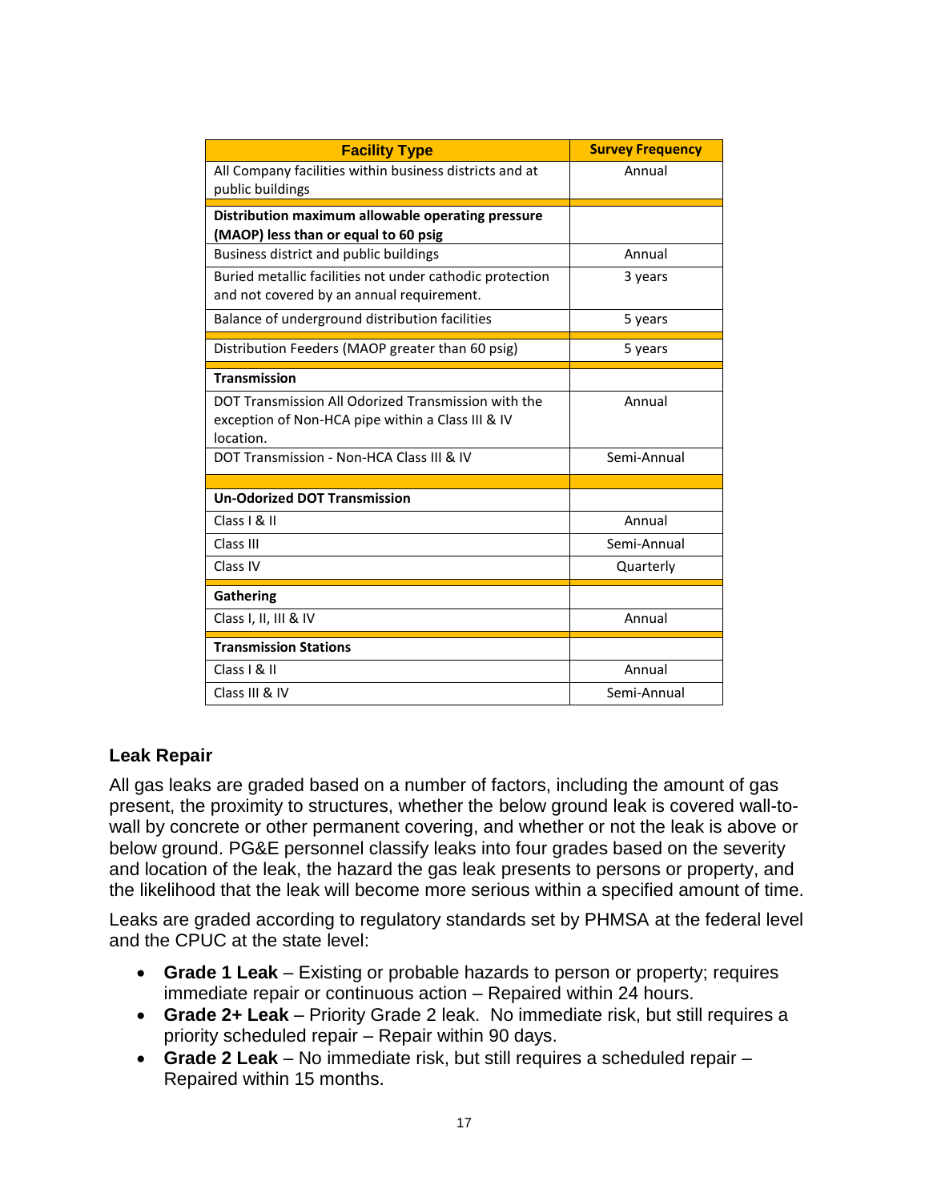| Facility Type | Survey Frequency |
|---|---|
| All Company facilities within business districts and at public buildings | Annual |
| **Distribution maximum allowable operating pressure (MAOP) less than or equal to 60 psig** | |
| Business district and public buildings | Annual |
| Buried metallic facilities not under cathodic protection and not covered by an annual requirement. | 3 years |
| Balance of underground distribution facilities | 5 years |
| Distribution Feeders (MAOP greater than 60 psig) | 5 years |
| **Transmission** | |
| DOT Transmission All Odorized Transmission with the exception of Non-HCA pipe within a Class III & IV location. | Annual |
| DOT Transmission - Non-HCA Class III & IV | Semi-Annual |
| **Un-Odorized DOT Transmission** | |
| Class I & II | Annual |
| Class III | Semi-Annual |
| Class IV | Quarterly |
| **Gathering** | |
| Class I, II, III & IV | Annual |
| **Transmission Stations** | |
| Class I & II | Annual |
| Class III & IV | Semi-Annual |

## Leak Repair

All gas leaks are graded based on a number of factors, including the amount of gas present, the proximity to structures, whether the below ground leak is covered wall-to-wall by concrete or other permanent covering, and whether or not the leak is above or below ground. PG&E personnel classify leaks into four grades based on the severity and location of the leak, the hazard the gas leak presents to persons or property, and the likelihood that the leak will become more serious within a specified amount of time.

Leaks are graded according to regulatory standards set by PHMSA at the federal level and the CPUC at the state level:

- **Grade 1 Leak** – Existing or probable hazards to person or property; requires immediate repair or continuous action – Repaired within 24 hours.
- **Grade 2+ Leak** – Priority Grade 2 leak. No immediate risk, but still requires a priority scheduled repair – Repair within 90 days.
- **Grade 2 Leak** – No immediate risk, but still requires a scheduled repair – Repaired within 15 months.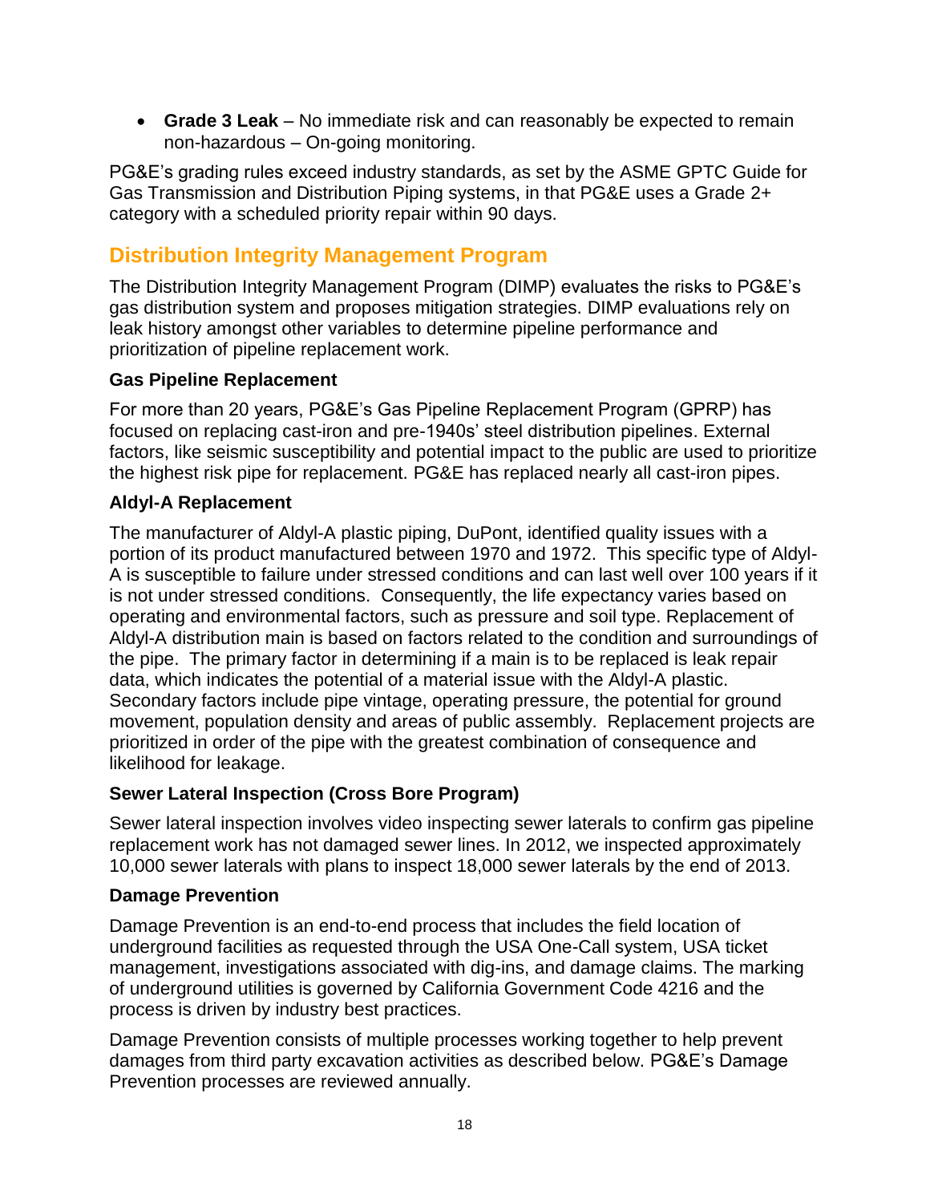- **Grade 3 Leak** – No immediate risk and can reasonably be expected to remain non-hazardous – On-going monitoring.

PG&E's grading rules exceed industry standards, as set by the ASME GPTC Guide for Gas Transmission and Distribution Piping systems, in that PG&E uses a Grade 2+ category with a scheduled priority repair within 90 days.

## Distribution Integrity Management Program

The Distribution Integrity Management Program (DIMP) evaluates the risks to PG&E's gas distribution system and proposes mitigation strategies. DIMP evaluations rely on leak history amongst other variables to determine pipeline performance and prioritization of pipeline replacement work.

### Gas Pipeline Replacement

For more than 20 years, PG&E's Gas Pipeline Replacement Program (GPRP) has focused on replacing cast-iron and pre-1940s' steel distribution pipelines. External factors, like seismic susceptibility and potential impact to the public are used to prioritize the highest risk pipe for replacement. PG&E has replaced nearly all cast-iron pipes.

### Aldyl-A Replacement

The manufacturer of Aldyl-A plastic piping, DuPont, identified quality issues with a portion of its product manufactured between 1970 and 1972. This specific type of Aldyl-A is susceptible to failure under stressed conditions and can last well over 100 years if it is not under stressed conditions. Consequently, the life expectancy varies based on operating and environmental factors, such as pressure and soil type. Replacement of Aldyl-A distribution main is based on factors related to the condition and surroundings of the pipe. The primary factor in determining if a main is to be replaced is leak repair data, which indicates the potential of a material issue with the Aldyl-A plastic. Secondary factors include pipe vintage, operating pressure, the potential for ground movement, population density and areas of public assembly. Replacement projects are prioritized in order of the pipe with the greatest combination of consequence and likelihood for leakage.

### Sewer Lateral Inspection (Cross Bore Program)

Sewer lateral inspection involves video inspecting sewer laterals to confirm gas pipeline replacement work has not damaged sewer lines. In 2012, we inspected approximately 10,000 sewer laterals with plans to inspect 18,000 sewer laterals by the end of 2013.

### Damage Prevention

Damage Prevention is an end-to-end process that includes the field location of underground facilities as requested through the USA One-Call system, USA ticket management, investigations associated with dig-ins, and damage claims. The marking of underground utilities is governed by California Government Code 4216 and the process is driven by industry best practices.

Damage Prevention consists of multiple processes working together to help prevent damages from third party excavation activities as described below. PG&E's Damage Prevention processes are reviewed annually.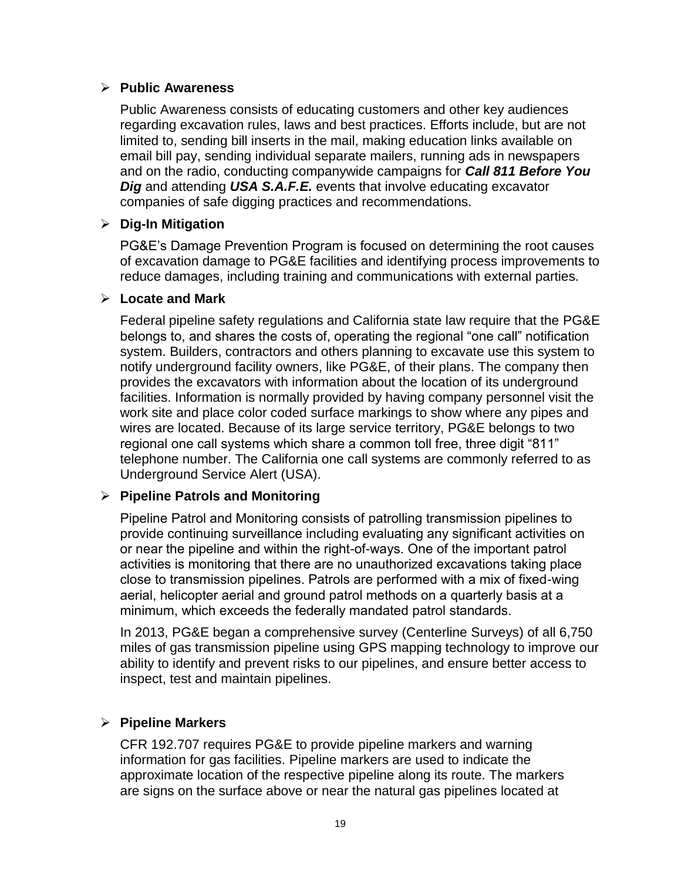- **Public Awareness**

  Public Awareness consists of educating customers and other key audiences regarding excavation rules, laws and best practices. Efforts include, but are not limited to, sending bill inserts in the mail, making education links available on email bill pay, sending individual separate mailers, running ads in newspapers and on the radio, conducting companywide campaigns for ***Call 811 Before You Dig*** and attending ***USA S.A.F.E.*** events that involve educating excavator companies of safe digging practices and recommendations.

- **Dig-In Mitigation**

  PG&E's Damage Prevention Program is focused on determining the root causes of excavation damage to PG&E facilities and identifying process improvements to reduce damages, including training and communications with external parties.

- **Locate and Mark**

  Federal pipeline safety regulations and California state law require that the PG&E belongs to, and shares the costs of, operating the regional "one call" notification system. Builders, contractors and others planning to excavate use this system to notify underground facility owners, like PG&E, of their plans. The company then provides the excavators with information about the location of its underground facilities. Information is normally provided by having company personnel visit the work site and place color coded surface markings to show where any pipes and wires are located. Because of its large service territory, PG&E belongs to two regional one call systems which share a common toll free, three digit "811" telephone number. The California one call systems are commonly referred to as Underground Service Alert (USA).

- **Pipeline Patrols and Monitoring**

  Pipeline Patrol and Monitoring consists of patrolling transmission pipelines to provide continuing surveillance including evaluating any significant activities on or near the pipeline and within the right-of-ways. One of the important patrol activities is monitoring that there are no unauthorized excavations taking place close to transmission pipelines. Patrols are performed with a mix of fixed-wing aerial, helicopter aerial and ground patrol methods on a quarterly basis at a minimum, which exceeds the federally mandated patrol standards.

  In 2013, PG&E began a comprehensive survey (Centerline Surveys) of all 6,750 miles of gas transmission pipeline using GPS mapping technology to improve our ability to identify and prevent risks to our pipelines, and ensure better access to inspect, test and maintain pipelines.

- **Pipeline Markers**

  CFR 192.707 requires PG&E to provide pipeline markers and warning information for gas facilities. Pipeline markers are used to indicate the approximate location of the respective pipeline along its route. The markers are signs on the surface above or near the natural gas pipelines located at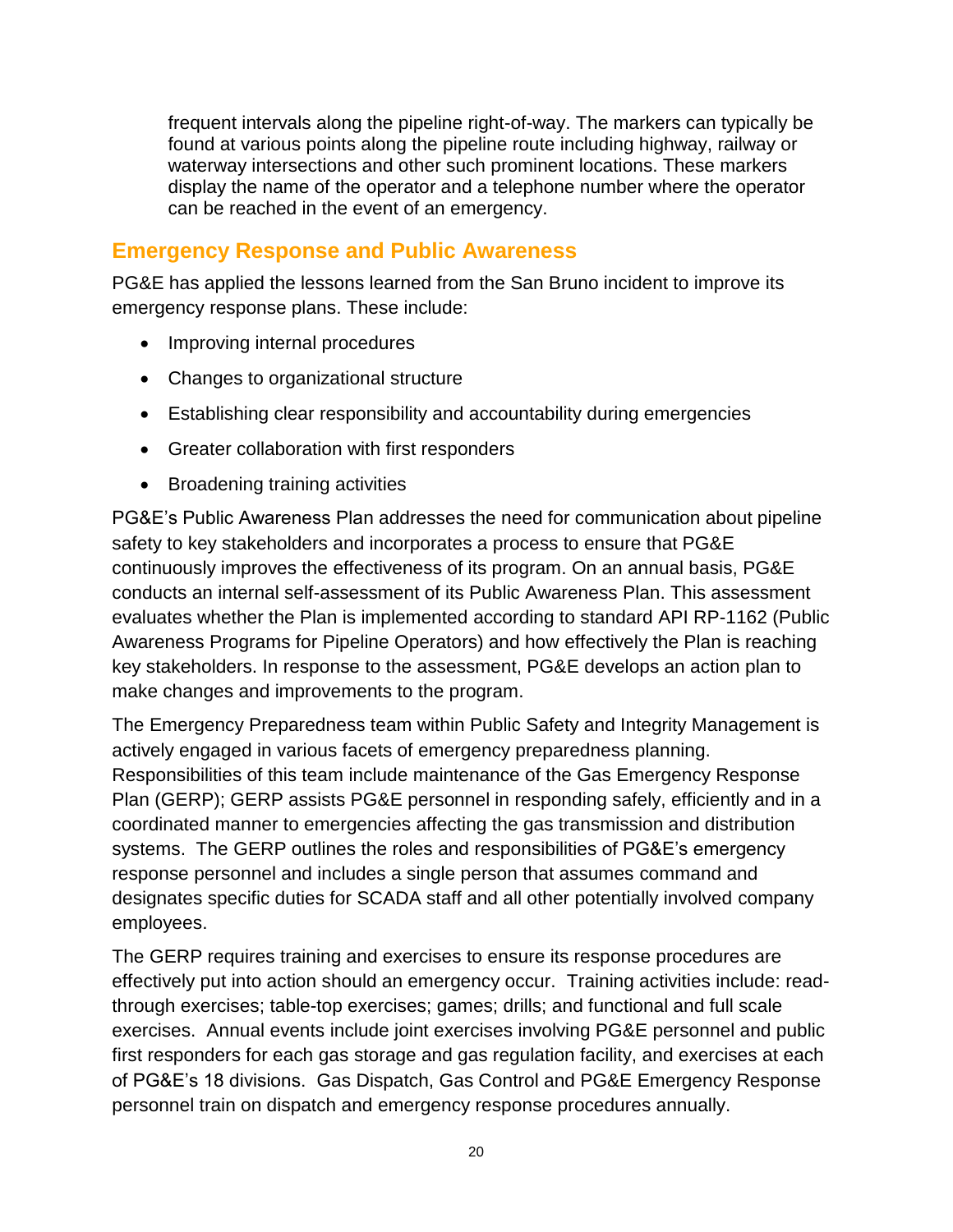frequent intervals along the pipeline right-of-way. The markers can typically be found at various points along the pipeline route including highway, railway or waterway intersections and other such prominent locations. These markers display the name of the operator and a telephone number where the operator can be reached in the event of an emergency.

## Emergency Response and Public Awareness

PG&E has applied the lessons learned from the San Bruno incident to improve its emergency response plans. These include:

- Improving internal procedures
- Changes to organizational structure
- Establishing clear responsibility and accountability during emergencies
- Greater collaboration with first responders
- Broadening training activities

PG&E's Public Awareness Plan addresses the need for communication about pipeline safety to key stakeholders and incorporates a process to ensure that PG&E continuously improves the effectiveness of its program. On an annual basis, PG&E conducts an internal self-assessment of its Public Awareness Plan. This assessment evaluates whether the Plan is implemented according to standard API RP-1162 (Public Awareness Programs for Pipeline Operators) and how effectively the Plan is reaching key stakeholders. In response to the assessment, PG&E develops an action plan to make changes and improvements to the program.

The Emergency Preparedness team within Public Safety and Integrity Management is actively engaged in various facets of emergency preparedness planning. Responsibilities of this team include maintenance of the Gas Emergency Response Plan (GERP); GERP assists PG&E personnel in responding safely, efficiently and in a coordinated manner to emergencies affecting the gas transmission and distribution systems. The GERP outlines the roles and responsibilities of PG&E's emergency response personnel and includes a single person that assumes command and designates specific duties for SCADA staff and all other potentially involved company employees.

The GERP requires training and exercises to ensure its response procedures are effectively put into action should an emergency occur. Training activities include: read-through exercises; table-top exercises; games; drills; and functional and full scale exercises. Annual events include joint exercises involving PG&E personnel and public first responders for each gas storage and gas regulation facility, and exercises at each of PG&E's 18 divisions. Gas Dispatch, Gas Control and PG&E Emergency Response personnel train on dispatch and emergency response procedures annually.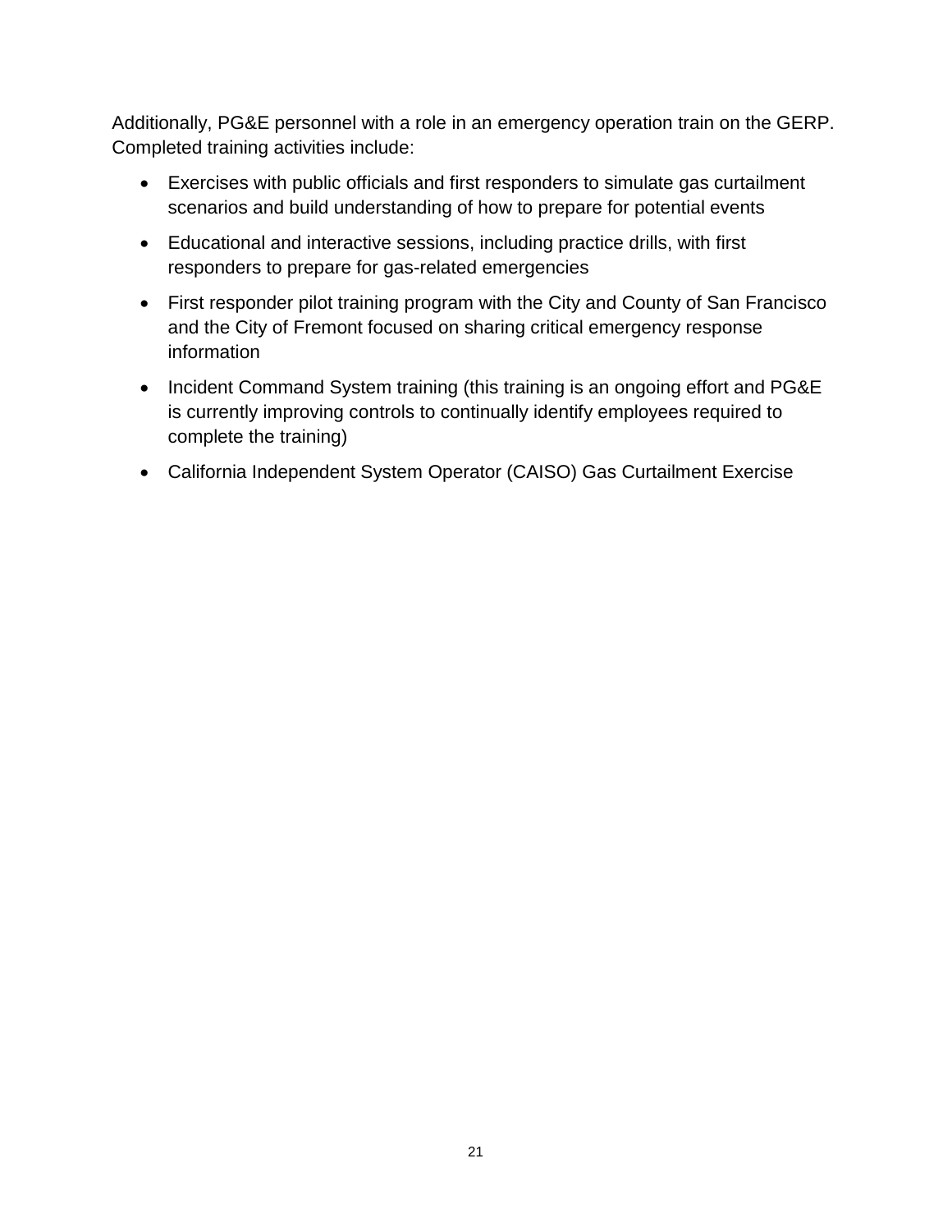Additionally, PG&E personnel with a role in an emergency operation train on the GERP. Completed training activities include:

- Exercises with public officials and first responders to simulate gas curtailment scenarios and build understanding of how to prepare for potential events
- Educational and interactive sessions, including practice drills, with first responders to prepare for gas-related emergencies
- First responder pilot training program with the City and County of San Francisco and the City of Fremont focused on sharing critical emergency response information
- Incident Command System training (this training is an ongoing effort and PG&E is currently improving controls to continually identify employees required to complete the training)
- California Independent System Operator (CAISO) Gas Curtailment Exercise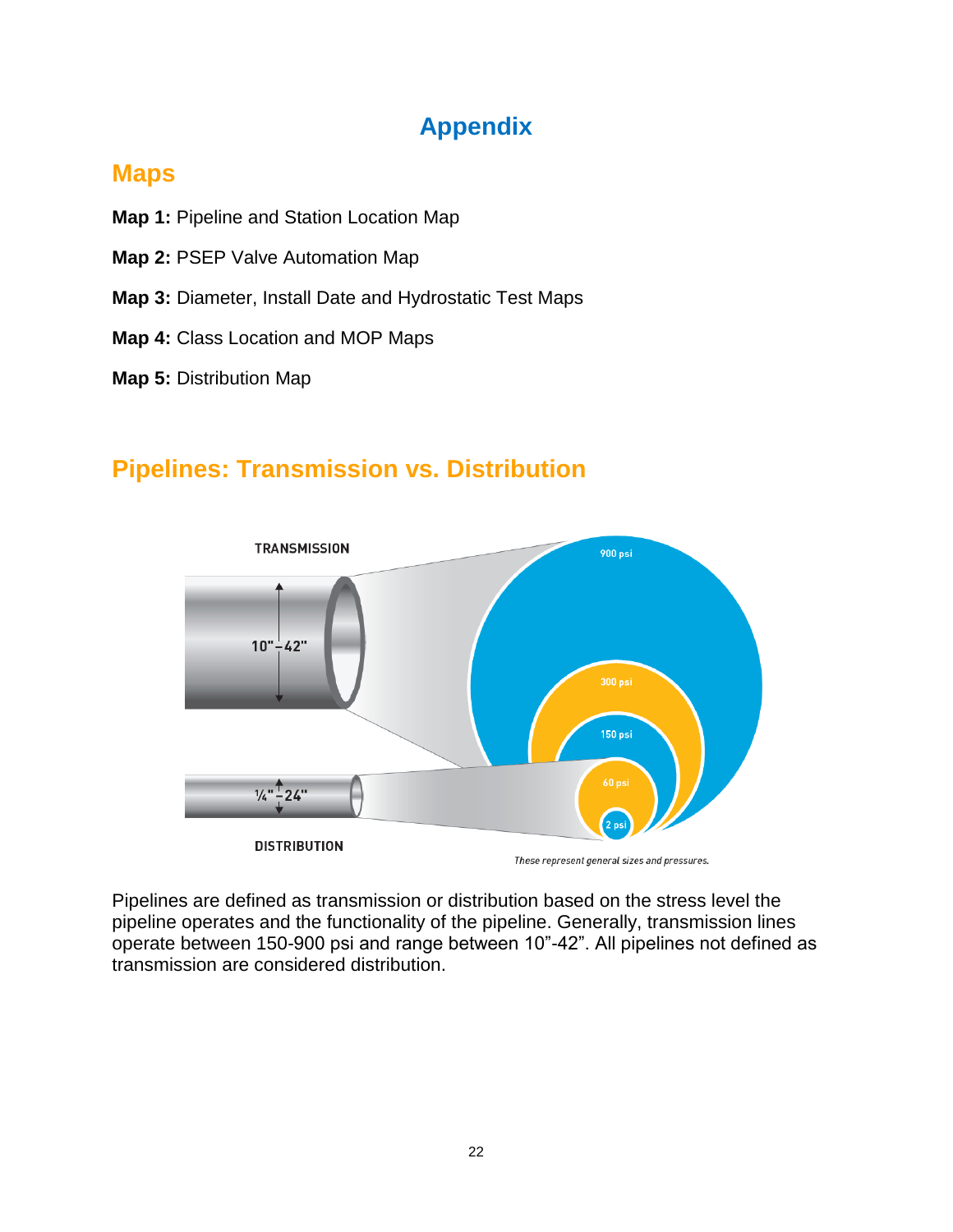# Appendix

## Maps

**Map 1:** Pipeline and Station Location Map

**Map 2:** PSEP Valve Automation Map

**Map 3:** Diameter, Install Date and Hydrostatic Test Maps

**Map 4:** Class Location and MOP Maps

**Map 5:** Distribution Map

## Pipelines: Transmission vs. Distribution

TRANSMISSION

10"–42"

900 psi

300 psi

150 psi

60 psi

2 psi

¼"–24"

DISTRIBUTION

*These represent general sizes and pressures.*

Pipelines are defined as transmission or distribution based on the stress level the pipeline operates and the functionality of the pipeline. Generally, transmission lines operate between 150-900 psi and range between 10”-42”. All pipelines not defined as transmission are considered distribution.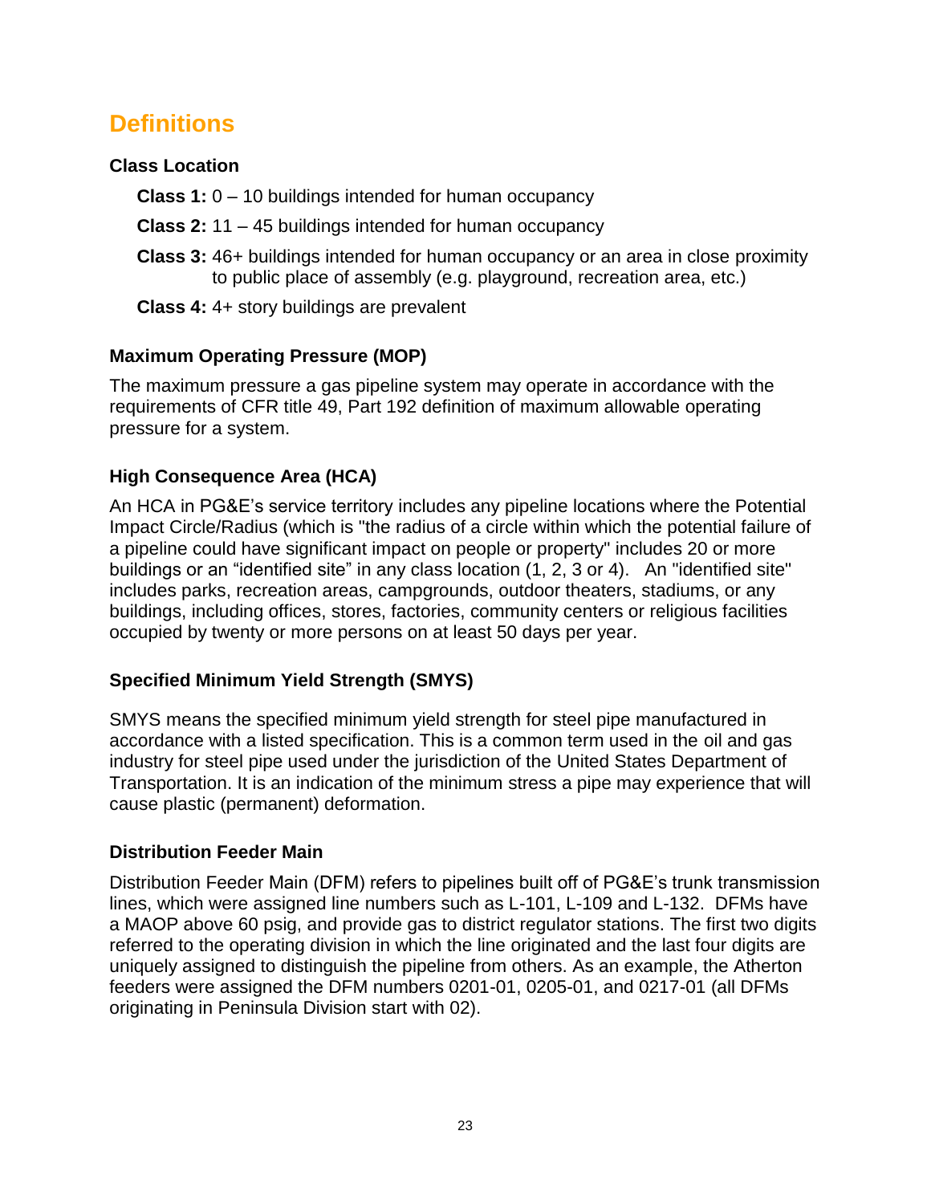## Definitions

### Class Location

**Class 1:** 0 – 10 buildings intended for human occupancy

**Class 2:** 11 – 45 buildings intended for human occupancy

**Class 3:** 46+ buildings intended for human occupancy or an area in close proximity to public place of assembly (e.g. playground, recreation area, etc.)

**Class 4:** 4+ story buildings are prevalent

### Maximum Operating Pressure (MOP)

The maximum pressure a gas pipeline system may operate in accordance with the requirements of CFR title 49, Part 192 definition of maximum allowable operating pressure for a system.

### High Consequence Area (HCA)

An HCA in PG&E's service territory includes any pipeline locations where the Potential Impact Circle/Radius (which is "the radius of a circle within which the potential failure of a pipeline could have significant impact on people or property" includes 20 or more buildings or an "identified site" in any class location (1, 2, 3 or 4). An "identified site" includes parks, recreation areas, campgrounds, outdoor theaters, stadiums, or any buildings, including offices, stores, factories, community centers or religious facilities occupied by twenty or more persons on at least 50 days per year.

### Specified Minimum Yield Strength (SMYS)

SMYS means the specified minimum yield strength for steel pipe manufactured in accordance with a listed specification. This is a common term used in the oil and gas industry for steel pipe used under the jurisdiction of the United States Department of Transportation. It is an indication of the minimum stress a pipe may experience that will cause plastic (permanent) deformation.

### Distribution Feeder Main

Distribution Feeder Main (DFM) refers to pipelines built off of PG&E's trunk transmission lines, which were assigned line numbers such as L-101, L-109 and L-132. DFMs have a MAOP above 60 psig, and provide gas to district regulator stations. The first two digits referred to the operating division in which the line originated and the last four digits are uniquely assigned to distinguish the pipeline from others. As an example, the Atherton feeders were assigned the DFM numbers 0201-01, 0205-01, and 0217-01 (all DFMs originating in Peninsula Division start with 02).